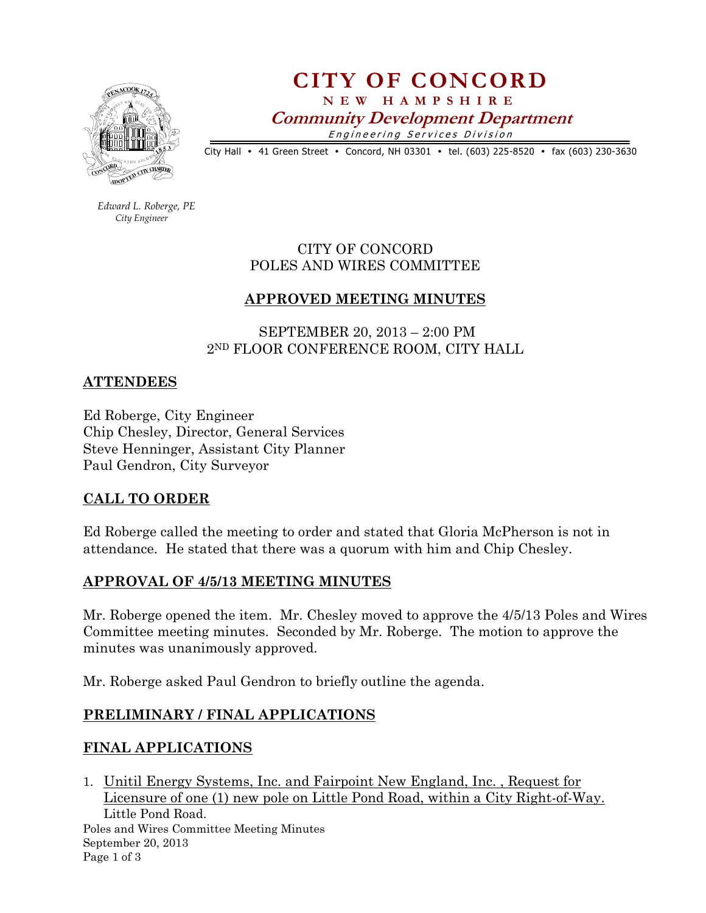# CITY OF CONCORD

**NEW HAMPSHIRE**

***Community Development Department***

*Engineering Services Division*

City Hall • 41 Green Street • Concord, NH 03301 • tel. (603) 225-8520 • fax (603) 230-3630

*Edward L. Roberge, PE*
*City Engineer*

CITY OF CONCORD
POLES AND WIRES COMMITTEE

## APPROVED MEETING MINUTES

SEPTEMBER 20, 2013 – 2:00 PM
2ND FLOOR CONFERENCE ROOM, CITY HALL

## ATTENDEES

Ed Roberge, City Engineer
Chip Chesley, Director, General Services
Steve Henninger, Assistant City Planner
Paul Gendron, City Surveyor

## CALL TO ORDER

Ed Roberge called the meeting to order and stated that Gloria McPherson is not in attendance. He stated that there was a quorum with him and Chip Chesley.

## APPROVAL OF 4/5/13 MEETING MINUTES

Mr. Roberge opened the item. Mr. Chesley moved to approve the 4/5/13 Poles and Wires Committee meeting minutes. Seconded by Mr. Roberge. The motion to approve the minutes was unanimously approved.

Mr. Roberge asked Paul Gendron to briefly outline the agenda.

## PRELIMINARY / FINAL APPLICATIONS

## FINAL APPLICATIONS

1. Unitil Energy Systems, Inc. and Fairpoint New England, Inc. , Request for Licensure of one (1) new pole on Little Pond Road, within a City Right-of-Way.
   Little Pond Road.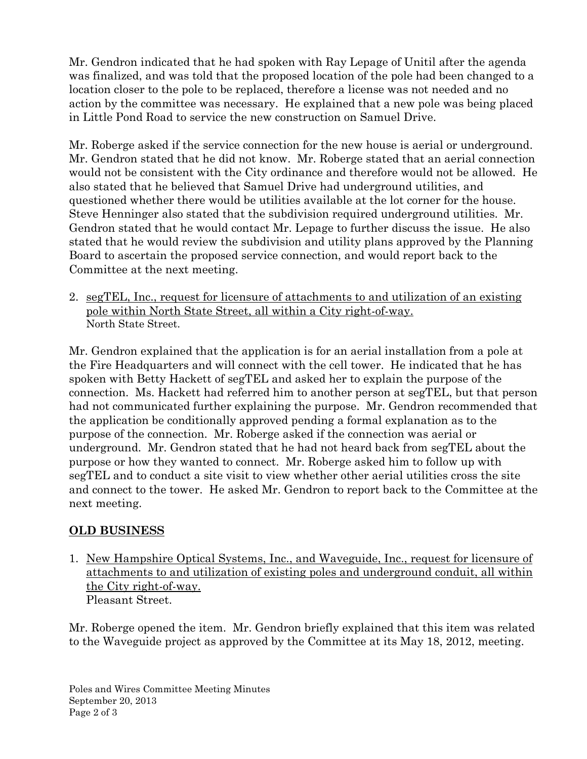Mr. Gendron indicated that he had spoken with Ray Lepage of Unitil after the agenda was finalized, and was told that the proposed location of the pole had been changed to a location closer to the pole to be replaced, therefore a license was not needed and no action by the committee was necessary. He explained that a new pole was being placed in Little Pond Road to service the new construction on Samuel Drive.

Mr. Roberge asked if the service connection for the new house is aerial or underground. Mr. Gendron stated that he did not know. Mr. Roberge stated that an aerial connection would not be consistent with the City ordinance and therefore would not be allowed. He also stated that he believed that Samuel Drive had underground utilities, and questioned whether there would be utilities available at the lot corner for the house. Steve Henninger also stated that the subdivision required underground utilities. Mr. Gendron stated that he would contact Mr. Lepage to further discuss the issue. He also stated that he would review the subdivision and utility plans approved by the Planning Board to ascertain the proposed service connection, and would report back to the Committee at the next meeting.

2. <u>segTEL, Inc., request for licensure of attachments to and utilization of an existing pole within North State Street, all within a City right-of-way.</u>
   North State Street.

Mr. Gendron explained that the application is for an aerial installation from a pole at the Fire Headquarters and will connect with the cell tower. He indicated that he has spoken with Betty Hackett of segTEL and asked her to explain the purpose of the connection. Ms. Hackett had referred him to another person at segTEL, but that person had not communicated further explaining the purpose. Mr. Gendron recommended that the application be conditionally approved pending a formal explanation as to the purpose of the connection. Mr. Roberge asked if the connection was aerial or underground. Mr. Gendron stated that he had not heard back from segTEL about the purpose or how they wanted to connect. Mr. Roberge asked him to follow up with segTEL and to conduct a site visit to view whether other aerial utilities cross the site and connect to the tower. He asked Mr. Gendron to report back to the Committee at the next meeting.

## OLD BUSINESS

1. <u>New Hampshire Optical Systems, Inc., and Waveguide, Inc., request for licensure of attachments to and utilization of existing poles and underground conduit, all within the City right-of-way.</u>
   Pleasant Street.

Mr. Roberge opened the item. Mr. Gendron briefly explained that this item was related to the Waveguide project as approved by the Committee at its May 18, 2012, meeting.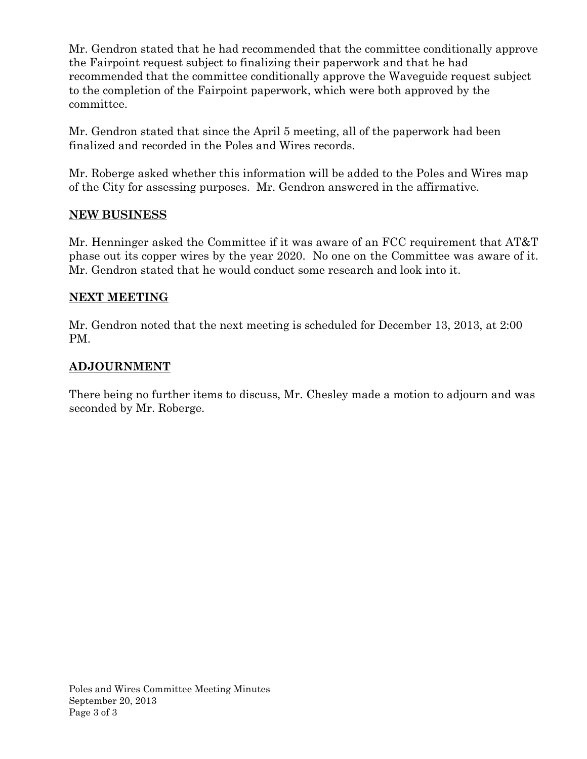Mr. Gendron stated that he had recommended that the committee conditionally approve the Fairpoint request subject to finalizing their paperwork and that he had recommended that the committee conditionally approve the Waveguide request subject to the completion of the Fairpoint paperwork, which were both approved by the committee.

Mr. Gendron stated that since the April 5 meeting, all of the paperwork had been finalized and recorded in the Poles and Wires records.

Mr. Roberge asked whether this information will be added to the Poles and Wires map of the City for assessing purposes. Mr. Gendron answered in the affirmative.

## NEW BUSINESS

Mr. Henninger asked the Committee if it was aware of an FCC requirement that AT&T phase out its copper wires by the year 2020. No one on the Committee was aware of it. Mr. Gendron stated that he would conduct some research and look into it.

## NEXT MEETING

Mr. Gendron noted that the next meeting is scheduled for December 13, 2013, at 2:00 PM.

## ADJOURNMENT

There being no further items to discuss, Mr. Chesley made a motion to adjourn and was seconded by Mr. Roberge.